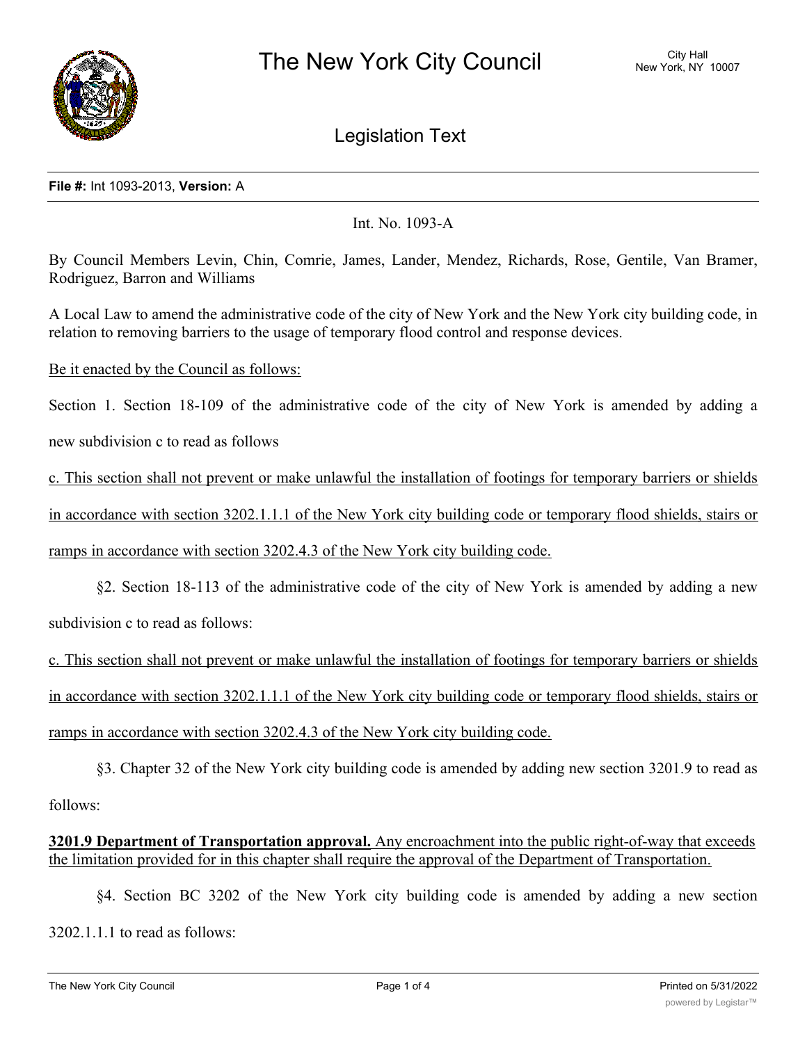# The New York City Council

City Hall
New York, NY 10007

## Legislation Text

**File #:** Int 1093-2013, **Version:** A

Int. No. 1093-A

By Council Members Levin, Chin, Comrie, James, Lander, Mendez, Richards, Rose, Gentile, Van Bramer, Rodriguez, Barron and Williams

A Local Law to amend the administrative code of the city of New York and the New York city building code, in relation to removing barriers to the usage of temporary flood control and response devices.

<u>Be it enacted by the Council as follows:</u>

Section 1. Section 18-109 of the administrative code of the city of New York is amended by adding a new subdivision c to read as follows

<u>c. This section shall not prevent or make unlawful the installation of footings for temporary barriers or shields in accordance with section 3202.1.1.1 of the New York city building code or temporary flood shields, stairs or ramps in accordance with section 3202.4.3 of the New York city building code.</u>

§2. Section 18-113 of the administrative code of the city of New York is amended by adding a new subdivision c to read as follows:

<u>c. This section shall not prevent or make unlawful the installation of footings for temporary barriers or shields in accordance with section 3202.1.1.1 of the New York city building code or temporary flood shields, stairs or ramps in accordance with section 3202.4.3 of the New York city building code.</u>

§3. Chapter 32 of the New York city building code is amended by adding new section 3201.9 to read as follows:

<u>**3201.9 Department of Transportation approval.** Any encroachment into the public right-of-way that exceeds the limitation provided for in this chapter shall require the approval of the Department of Transportation.</u>

§4. Section BC 3202 of the New York city building code is amended by adding a new section 3202.1.1.1 to read as follows: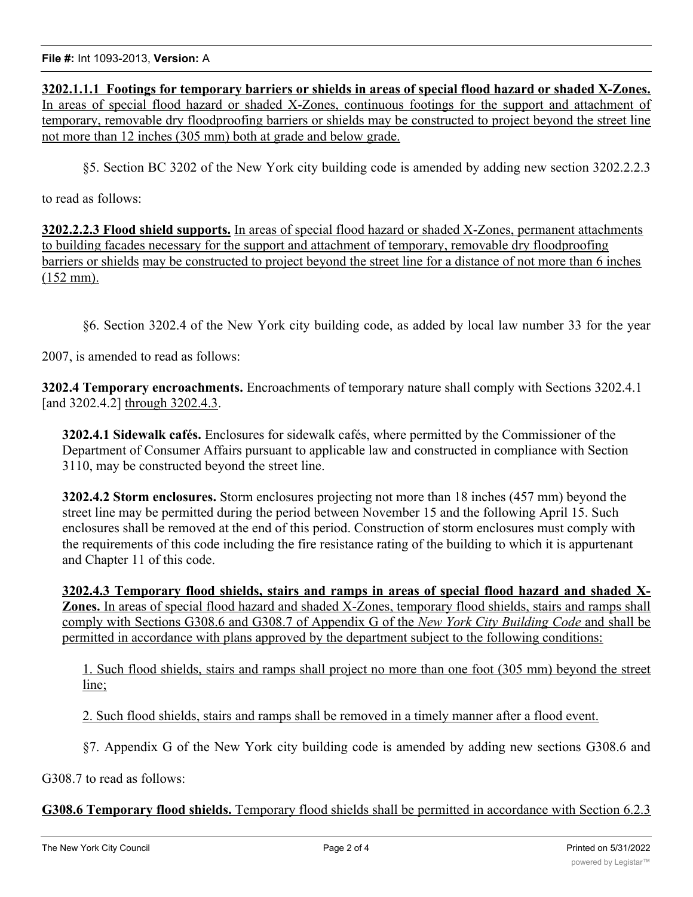**3202.1.1.1 Footings for temporary barriers or shields in areas of special flood hazard or shaded X-Zones.** In areas of special flood hazard or shaded X-Zones, continuous footings for the support and attachment of temporary, removable dry floodproofing barriers or shields may be constructed to project beyond the street line not more than 12 inches (305 mm) both at grade and below grade.

§5. Section BC 3202 of the New York city building code is amended by adding new section 3202.2.2.3 to read as follows:

**3202.2.2.3 Flood shield supports.** In areas of special flood hazard or shaded X-Zones, permanent attachments to building facades necessary for the support and attachment of temporary, removable dry floodproofing barriers or shields may be constructed to project beyond the street line for a distance of not more than 6 inches (152 mm).

§6. Section 3202.4 of the New York city building code, as added by local law number 33 for the year 2007, is amended to read as follows:

**3202.4 Temporary encroachments.** Encroachments of temporary nature shall comply with Sections 3202.4.1 [and 3202.4.2] through 3202.4.3.

**3202.4.1 Sidewalk cafés.** Enclosures for sidewalk cafés, where permitted by the Commissioner of the Department of Consumer Affairs pursuant to applicable law and constructed in compliance with Section 3110, may be constructed beyond the street line.

**3202.4.2 Storm enclosures.** Storm enclosures projecting not more than 18 inches (457 mm) beyond the street line may be permitted during the period between November 15 and the following April 15. Such enclosures shall be removed at the end of this period. Construction of storm enclosures must comply with the requirements of this code including the fire resistance rating of the building to which it is appurtenant and Chapter 11 of this code.

**3202.4.3 Temporary flood shields, stairs and ramps in areas of special flood hazard and shaded X-Zones.** In areas of special flood hazard and shaded X-Zones, temporary flood shields, stairs and ramps shall comply with Sections G308.6 and G308.7 of Appendix G of the *New York City Building Code* and shall be permitted in accordance with plans approved by the department subject to the following conditions:

1. Such flood shields, stairs and ramps shall project no more than one foot (305 mm) beyond the street line;

2. Such flood shields, stairs and ramps shall be removed in a timely manner after a flood event.

§7. Appendix G of the New York city building code is amended by adding new sections G308.6 and G308.7 to read as follows:

**G308.6 Temporary flood shields.** Temporary flood shields shall be permitted in accordance with Section 6.2.3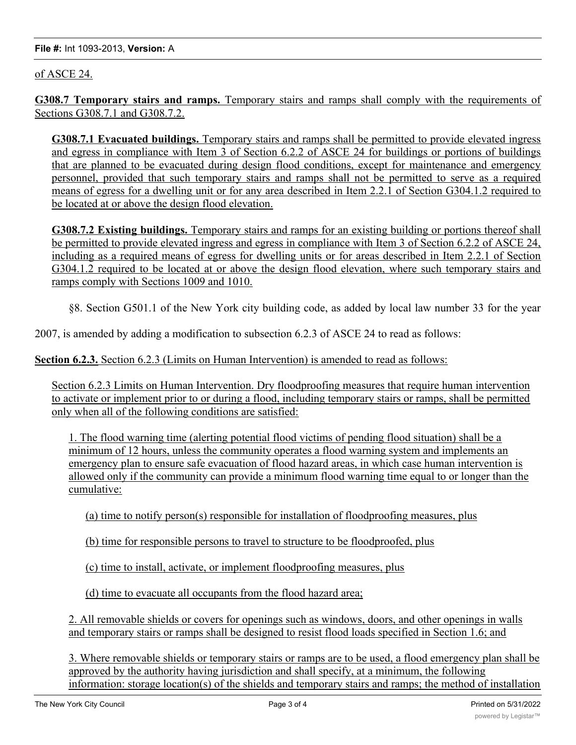of ASCE 24.

**G308.7 Temporary stairs and ramps.** Temporary stairs and ramps shall comply with the requirements of Sections G308.7.1 and G308.7.2.

**G308.7.1 Evacuated buildings.** Temporary stairs and ramps shall be permitted to provide elevated ingress and egress in compliance with Item 3 of Section 6.2.2 of ASCE 24 for buildings or portions of buildings that are planned to be evacuated during design flood conditions, except for maintenance and emergency personnel, provided that such temporary stairs and ramps shall not be permitted to serve as a required means of egress for a dwelling unit or for any area described in Item 2.2.1 of Section G304.1.2 required to be located at or above the design flood elevation.

**G308.7.2 Existing buildings.** Temporary stairs and ramps for an existing building or portions thereof shall be permitted to provide elevated ingress and egress in compliance with Item 3 of Section 6.2.2 of ASCE 24, including as a required means of egress for dwelling units or for areas described in Item 2.2.1 of Section G304.1.2 required to be located at or above the design flood elevation, where such temporary stairs and ramps comply with Sections 1009 and 1010.

§8. Section G501.1 of the New York city building code, as added by local law number 33 for the year 2007, is amended by adding a modification to subsection 6.2.3 of ASCE 24 to read as follows:

**Section 6.2.3.** Section 6.2.3 (Limits on Human Intervention) is amended to read as follows:

Section 6.2.3 Limits on Human Intervention. Dry floodproofing measures that require human intervention to activate or implement prior to or during a flood, including temporary stairs or ramps, shall be permitted only when all of the following conditions are satisfied:

1. The flood warning time (alerting potential flood victims of pending flood situation) shall be a minimum of 12 hours, unless the community operates a flood warning system and implements an emergency plan to ensure safe evacuation of flood hazard areas, in which case human intervention is allowed only if the community can provide a minimum flood warning time equal to or longer than the cumulative:

(a) time to notify person(s) responsible for installation of floodproofing measures, plus

(b) time for responsible persons to travel to structure to be floodproofed, plus

(c) time to install, activate, or implement floodproofing measures, plus

(d) time to evacuate all occupants from the flood hazard area;

2. All removable shields or covers for openings such as windows, doors, and other openings in walls and temporary stairs or ramps shall be designed to resist flood loads specified in Section 1.6; and

3. Where removable shields or temporary stairs or ramps are to be used, a flood emergency plan shall be approved by the authority having jurisdiction and shall specify, at a minimum, the following information: storage location(s) of the shields and temporary stairs and ramps; the method of installation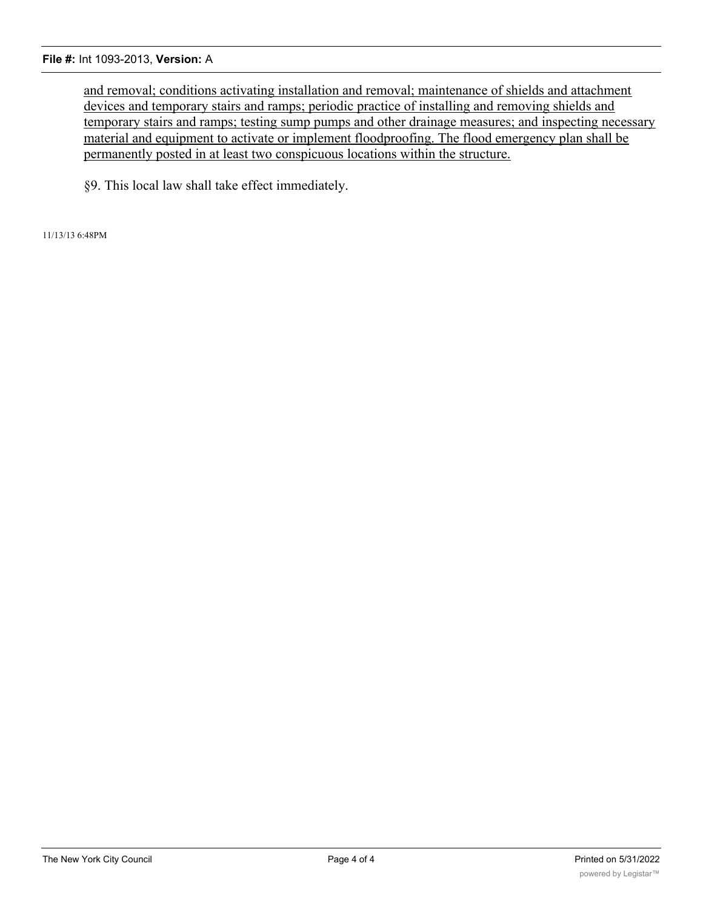and removal; conditions activating installation and removal; maintenance of shields and attachment devices and temporary stairs and ramps; periodic practice of installing and removing shields and temporary stairs and ramps; testing sump pumps and other drainage measures; and inspecting necessary material and equipment to activate or implement floodproofing. The flood emergency plan shall be permanently posted in at least two conspicuous locations within the structure.

§9. This local law shall take effect immediately.

11/13/13 6:48PM